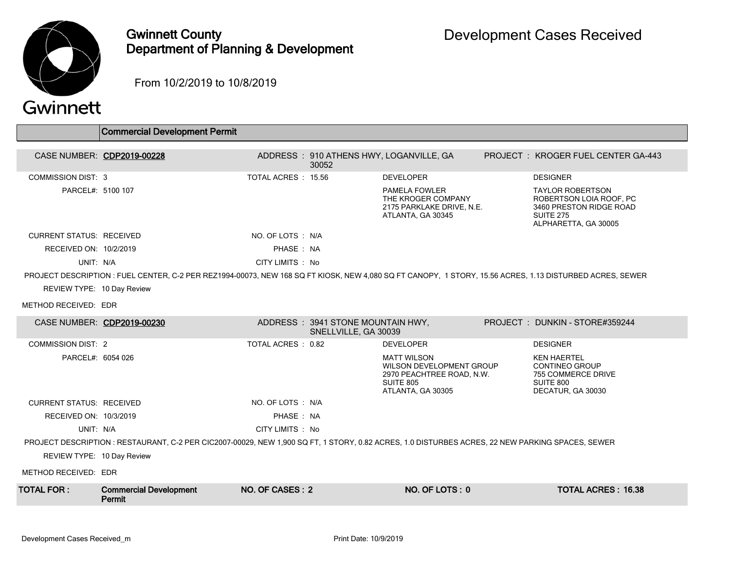# Gwinnett County Department of Planning & Development

## Development Cases Received

From 10/2/2019 to 10/8/2019

### Commercial Development Permit

**CASE NUMBER: CDP2019-00228**

ADDRESS : 910 ATHENS HWY, LOGANVILLE, GA 30052

PROJECT : KROGER FUEL CENTER GA-443

COMMISSION DIST: 3

TOTAL ACRES : 15.56

PARCEL#: 5100 107

DEVELOPER:
PAMELA FOWLER
THE KROGER COMPANY
2175 PARKLAKE DRIVE, N.E.
ATLANTA, GA 30345

DESIGNER:
TAYLOR ROBERTSON
ROBERTSON LOIA ROOF, PC
3460 PRESTON RIDGE ROAD
SUITE 275
ALPHARETTA, GA 30005

CURRENT STATUS: RECEIVED

NO. OF LOTS : N/A

RECEIVED ON: 10/2/2019

PHASE : NA

UNIT: N/A

CITY LIMITS : No

PROJECT DESCRIPTION : FUEL CENTER, C-2 PER REZ1994-00073, NEW 168 SQ FT KIOSK, NEW 4,080 SQ FT CANOPY, 1 STORY, 15.56 ACRES, 1.13 DISTURBED ACRES, SEWER

REVIEW TYPE: 10 Day Review

METHOD RECEIVED: EDR

---

**CASE NUMBER: CDP2019-00230**

ADDRESS : 3941 STONE MOUNTAIN HWY, SNELLVILLE, GA 30039

PROJECT : DUNKIN - STORE#359244

COMMISSION DIST: 2

TOTAL ACRES : 0.82

PARCEL#: 6054 026

DEVELOPER:
MATT WILSON
WILSON DEVELOPMENT GROUP
2970 PEACHTREE ROAD, N.W.
SUITE 805
ATLANTA, GA 30305

DESIGNER:
KEN HAERTEL
CONTINEO GROUP
755 COMMERCE DRIVE
SUITE 800
DECATUR, GA 30030

CURRENT STATUS: RECEIVED

NO. OF LOTS : N/A

RECEIVED ON: 10/3/2019

PHASE : NA

UNIT: N/A

CITY LIMITS : No

PROJECT DESCRIPTION : RESTAURANT, C-2 PER CIC2007-00029, NEW 1,900 SQ FT, 1 STORY, 0.82 ACRES, 1.0 DISTURBES ACRES, 22 NEW PARKING SPACES, SEWER

REVIEW TYPE: 10 Day Review

METHOD RECEIVED: EDR

---

| TOTAL FOR : | Commercial Development Permit | NO. OF CASES : 2 | NO. OF LOTS : 0 | TOTAL ACRES : 16.38 |
|---|---|---|---|---|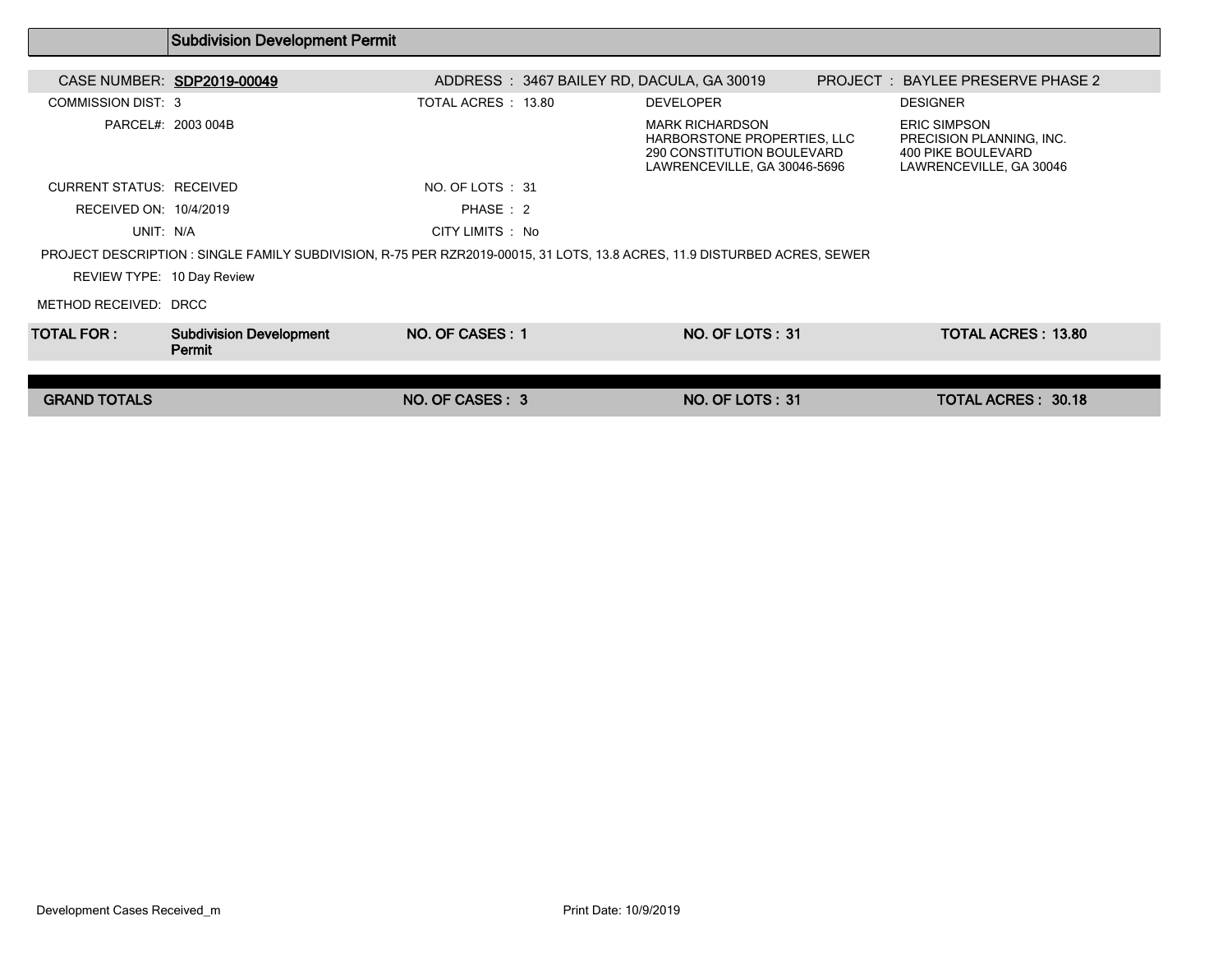## Subdivision Development Permit

| | | | |
|---|---|---|---|
| CASE NUMBER: **SDP2019-00049** | ADDRESS : 3467 BAILEY RD, DACULA, GA 30019 | | PROJECT : BAYLEE PRESERVE PHASE 2 |
| COMMISSION DIST: 3 | TOTAL ACRES : 13.80 | DEVELOPER | DESIGNER |
| PARCEL#: 2003 004B | | MARK RICHARDSON<br>HARBORSTONE PROPERTIES, LLC<br>290 CONSTITUTION BOULEVARD<br>LAWRENCEVILLE, GA 30046-5696 | ERIC SIMPSON<br>PRECISION PLANNING, INC.<br>400 PIKE BOULEVARD<br>LAWRENCEVILLE, GA 30046 |
| CURRENT STATUS: RECEIVED | NO. OF LOTS : 31 | | |
| RECEIVED ON: 10/4/2019 | PHASE : 2 | | |
| UNIT: N/A | CITY LIMITS : No | | |

PROJECT DESCRIPTION : SINGLE FAMILY SUBDIVISION, R-75 PER RZR2019-00015, 31 LOTS, 13.8 ACRES, 11.9 DISTURBED ACRES, SEWER

REVIEW TYPE: 10 Day Review

METHOD RECEIVED: DRCC

| **TOTAL FOR :** | **Subdivision Development Permit** | **NO. OF CASES : 1** | **NO. OF LOTS : 31** | **TOTAL ACRES : 13.80** |
|---|---|---|---|---|
| **GRAND TOTALS** | | **NO. OF CASES : 3** | **NO. OF LOTS : 31** | **TOTAL ACRES : 30.18** |

Development Cases Received_m

Print Date: 10/9/2019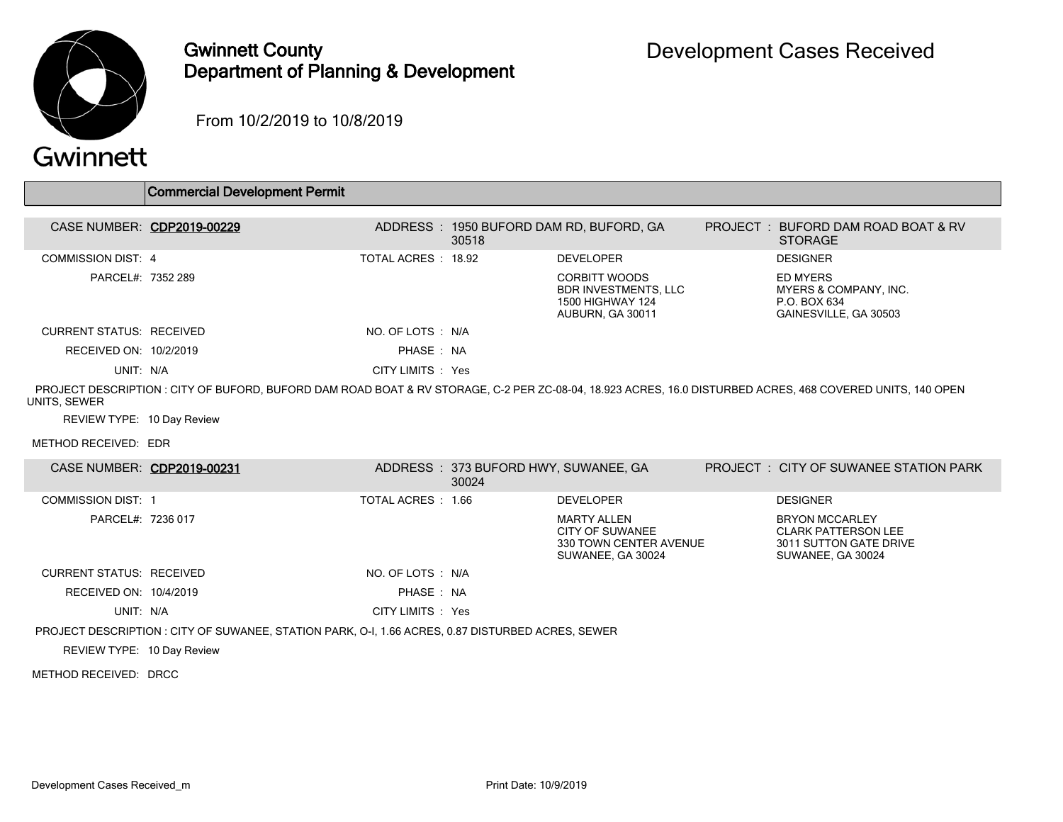# Gwinnett County Department of Planning & Development

## Development Cases Received

From 10/2/2019 to 10/8/2019

### Commercial Development Permit

| | | | |
|---|---|---|---|
| **CASE NUMBER:** CDP2019-00229 | **ADDRESS :** 1950 BUFORD DAM RD, BUFORD, GA 30518 | | **PROJECT :** BUFORD DAM ROAD BOAT & RV STORAGE |
| COMMISSION DIST: 4 | TOTAL ACRES : 18.92 | DEVELOPER | DESIGNER |
| PARCEL#: 7352 289 | | CORBITT WOODS<br>BDR INVESTMENTS, LLC<br>1500 HIGHWAY 124<br>AUBURN, GA 30011 | ED MYERS<br>MYERS & COMPANY, INC.<br>P.O. BOX 634<br>GAINESVILLE, GA 30503 |
| CURRENT STATUS: RECEIVED | NO. OF LOTS : N/A | | |
| RECEIVED ON: 10/2/2019 | PHASE : NA | | |
| UNIT: N/A | CITY LIMITS : Yes | | |

PROJECT DESCRIPTION : CITY OF BUFORD, BUFORD DAM ROAD BOAT & RV STORAGE, C-2 PER ZC-08-04, 18.923 ACRES, 16.0 DISTURBED ACRES, 468 COVERED UNITS, 140 OPEN UNITS, SEWER

REVIEW TYPE: 10 Day Review

METHOD RECEIVED: EDR

| | | | |
|---|---|---|---|
| **CASE NUMBER:** CDP2019-00231 | **ADDRESS :** 373 BUFORD HWY, SUWANEE, GA 30024 | | **PROJECT :** CITY OF SUWANEE STATION PARK |
| COMMISSION DIST: 1 | TOTAL ACRES : 1.66 | DEVELOPER | DESIGNER |
| PARCEL#: 7236 017 | | MARTY ALLEN<br>CITY OF SUWANEE<br>330 TOWN CENTER AVENUE<br>SUWANEE, GA 30024 | BRYON MCCARLEY<br>CLARK PATTERSON LEE<br>3011 SUTTON GATE DRIVE<br>SUWANEE, GA 30024 |
| CURRENT STATUS: RECEIVED | NO. OF LOTS : N/A | | |
| RECEIVED ON: 10/4/2019 | PHASE : NA | | |
| UNIT: N/A | CITY LIMITS : Yes | | |

PROJECT DESCRIPTION : CITY OF SUWANEE, STATION PARK, O-I, 1.66 ACRES, 0.87 DISTURBED ACRES, SEWER

REVIEW TYPE: 10 Day Review

METHOD RECEIVED: DRCC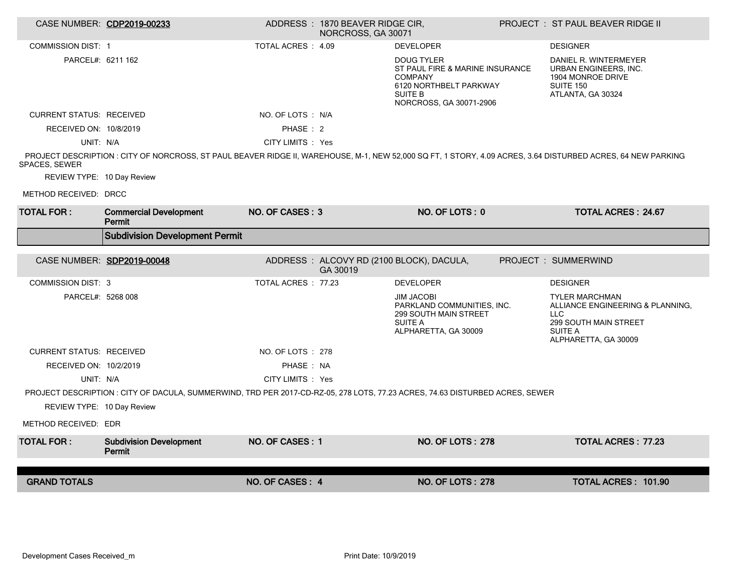| | | | |
|---|---|---|---|
| CASE NUMBER: **CDP2019-00233** | ADDRESS : 1870 BEAVER RIDGE CIR, NORCROSS, GA 30071 | | PROJECT : ST PAUL BEAVER RIDGE II |
| COMMISSION DIST: 1 | TOTAL ACRES : 4.09 | DEVELOPER | DESIGNER |
| PARCEL#: 6211 162 | | DOUG TYLER<br>ST PAUL FIRE & MARINE INSURANCE COMPANY<br>6120 NORTHBELT PARKWAY<br>SUITE B<br>NORCROSS, GA 30071-2906 | DANIEL R. WINTERMEYER<br>URBAN ENGINEERS, INC.<br>1904 MONROE DRIVE<br>SUITE 150<br>ATLANTA, GA 30324 |
| CURRENT STATUS: RECEIVED | NO. OF LOTS : N/A | | |
| RECEIVED ON: 10/8/2019 | PHASE : 2 | | |
| UNIT: N/A | CITY LIMITS : Yes | | |

PROJECT DESCRIPTION : CITY OF NORCROSS, ST PAUL BEAVER RIDGE II, WAREHOUSE, M-1, NEW 52,000 SQ FT, 1 STORY, 4.09 ACRES, 3.64 DISTURBED ACRES, 64 NEW PARKING SPACES, SEWER

REVIEW TYPE: 10 Day Review

METHOD RECEIVED: DRCC

| **TOTAL FOR :** | **Commercial Development Permit** | **NO. OF CASES : 3** | **NO. OF LOTS : 0** | **TOTAL ACRES : 24.67** |
|---|---|---|---|---|

## Subdivision Development Permit

| | | | |
|---|---|---|---|
| CASE NUMBER: **SDP2019-00048** | ADDRESS : ALCOVY RD (2100 BLOCK), DACULA, GA 30019 | | PROJECT : SUMMERWIND |
| COMMISSION DIST: 3 | TOTAL ACRES : 77.23 | DEVELOPER | DESIGNER |
| PARCEL#: 5268 008 | | JIM JACOBI<br>PARKLAND COMMUNITIES, INC.<br>299 SOUTH MAIN STREET<br>SUITE A<br>ALPHARETTA, GA 30009 | TYLER MARCHMAN<br>ALLIANCE ENGINEERING & PLANNING, LLC<br>299 SOUTH MAIN STREET<br>SUITE A<br>ALPHARETTA, GA 30009 |
| CURRENT STATUS: RECEIVED | NO. OF LOTS : 278 | | |
| RECEIVED ON: 10/2/2019 | PHASE : NA | | |
| UNIT: N/A | CITY LIMITS : Yes | | |

PROJECT DESCRIPTION : CITY OF DACULA, SUMMERWIND, TRD PER 2017-CD-RZ-05, 278 LOTS, 77.23 ACRES, 74.63 DISTURBED ACRES, SEWER

REVIEW TYPE: 10 Day Review

METHOD RECEIVED: EDR

| **TOTAL FOR :** | **Subdivision Development Permit** | **NO. OF CASES : 1** | **NO. OF LOTS : 278** | **TOTAL ACRES : 77.23** |
|---|---|---|---|---|

| **GRAND TOTALS** | **NO. OF CASES : 4** | **NO. OF LOTS : 278** | **TOTAL ACRES : 101.90** |
|---|---|---|---|

Development Cases Received_m

Print Date: 10/9/2019